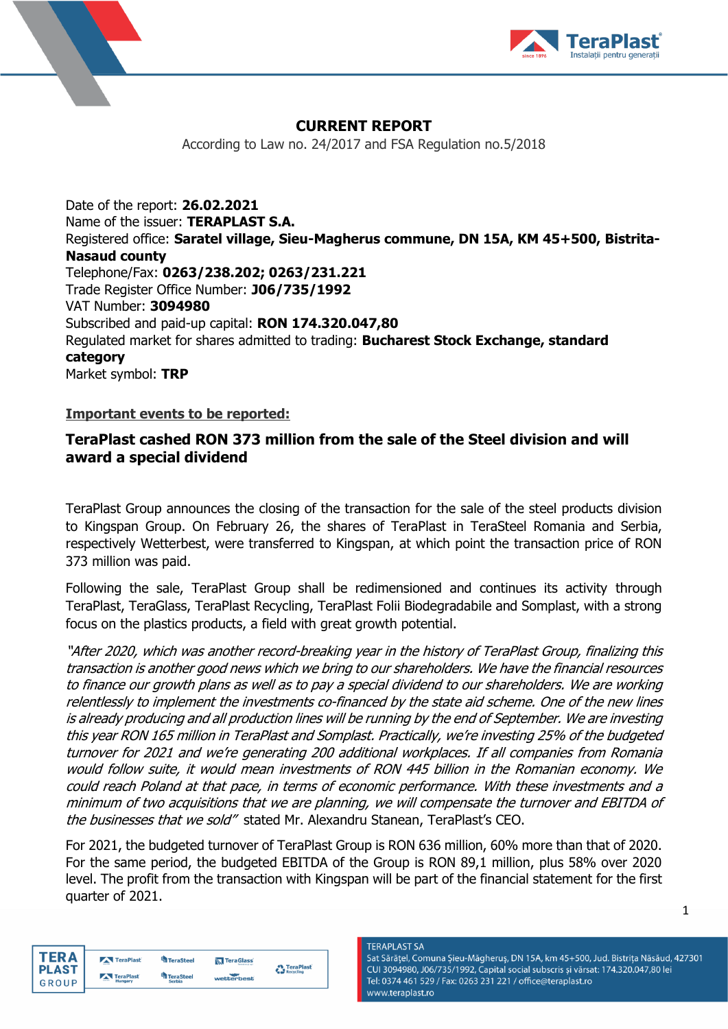# CURRENT REPORT

According to Law no. 24/2017 and FSA Regulation no.5/2018

Date of the report: **26.02.2021**
Name of the issuer: **TERAPLAST S.A.**
Registered office: **Saratel village, Sieu-Magherus commune, DN 15A, KM 45+500, Bistrita-Nasaud county**
Telephone/Fax: **0263/238.202; 0263/231.221**
Trade Register Office Number: **J06/735/1992**
VAT Number: **3094980**
Subscribed and paid-up capital: **RON 174.320.047,80**
Regulated market for shares admitted to trading: **Bucharest Stock Exchange, standard category**
Market symbol: **TRP**

**Important events to be reported:**

## TeraPlast cashed RON 373 million from the sale of the Steel division and will award a special dividend

TeraPlast Group announces the closing of the transaction for the sale of the steel products division to Kingspan Group. On February 26, the shares of TeraPlast in TeraSteel Romania and Serbia, respectively Wetterbest, were transferred to Kingspan, at which point the transaction price of RON 373 million was paid.

Following the sale, TeraPlast Group shall be redimensioned and continues its activity through TeraPlast, TeraGlass, TeraPlast Recycling, TeraPlast Folii Biodegradabile and Somplast, with a strong focus on the plastics products, a field with great growth potential.

*"After 2020, which was another record-breaking year in the history of TeraPlast Group, finalizing this transaction is another good news which we bring to our shareholders. We have the financial resources to finance our growth plans as well as to pay a special dividend to our shareholders. We are working relentlessly to implement the investments co-financed by the state aid scheme. One of the new lines is already producing and all production lines will be running by the end of September. We are investing this year RON 165 million in TeraPlast and Somplast. Practically, we're investing 25% of the budgeted turnover for 2021 and we're generating 200 additional workplaces. If all companies from Romania would follow suite, it would mean investments of RON 445 billion in the Romanian economy. We could reach Poland at that pace, in terms of economic performance. With these investments and a minimum of two acquisitions that we are planning, we will compensate the turnover and EBITDA of the businesses that we sold"* stated Mr. Alexandru Stanean, TeraPlast's CEO.

For 2021, the budgeted turnover of TeraPlast Group is RON 636 million, 60% more than that of 2020. For the same period, the budgeted EBITDA of the Group is RON 89,1 million, plus 58% over 2020 level. The profit from the transaction with Kingspan will be part of the financial statement for the first quarter of 2021.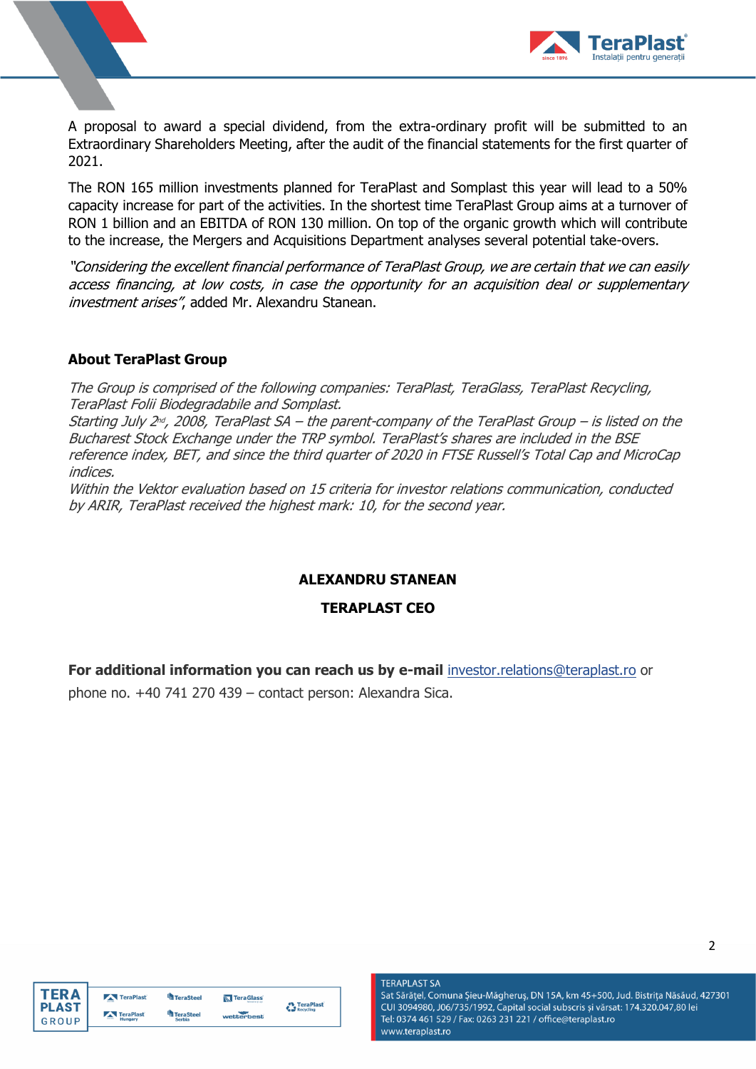A proposal to award a special dividend, from the extra-ordinary profit will be submitted to an Extraordinary Shareholders Meeting, after the audit of the financial statements for the first quarter of 2021.

The RON 165 million investments planned for TeraPlast and Somplast this year will lead to a 50% capacity increase for part of the activities. In the shortest time TeraPlast Group aims at a turnover of RON 1 billion and an EBITDA of RON 130 million. On top of the organic growth which will contribute to the increase, the Mergers and Acquisitions Department analyses several potential take-overs.

*"Considering the excellent financial performance of TeraPlast Group, we are certain that we can easily access financing, at low costs, in case the opportunity for an acquisition deal or supplementary investment arises"*, added Mr. Alexandru Stanean.

## About TeraPlast Group

*The Group is comprised of the following companies: TeraPlast, TeraGlass, TeraPlast Recycling, TeraPlast Folii Biodegradabile and Somplast.*
*Starting July 2nd, 2008, TeraPlast SA – the parent-company of the TeraPlast Group – is listed on the Bucharest Stock Exchange under the TRP symbol. TeraPlast's shares are included in the BSE reference index, BET, and since the third quarter of 2020 in FTSE Russell's Total Cap and MicroCap indices.*
*Within the Vektor evaluation based on 15 criteria for investor relations communication, conducted by ARIR, TeraPlast received the highest mark: 10, for the second year.*

**ALEXANDRU STANEAN**

**TERAPLAST CEO**

**For additional information you can reach us by e-mail** investor.relations@teraplast.ro or phone no. +40 741 270 439 – contact person: Alexandra Sica.